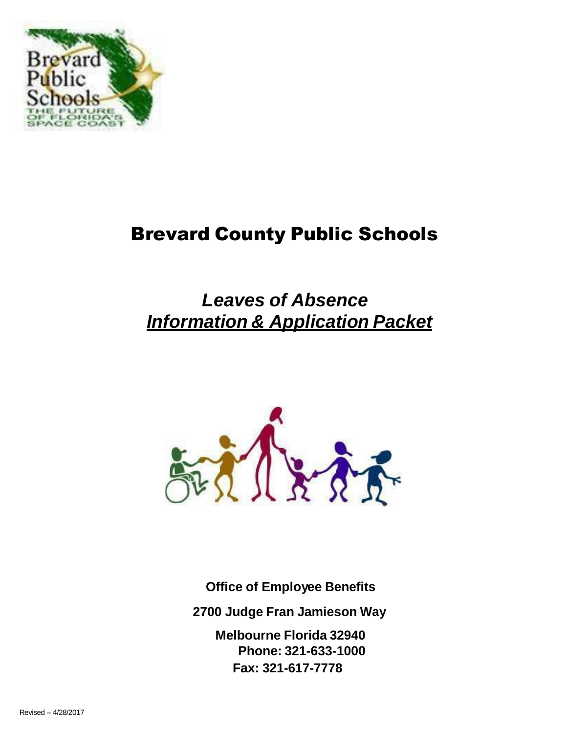# Brevard County Public Schools

## *Leaves of Absence*

## ***Information & Application Packet***

**Office of Employee Benefits**

**2700 Judge Fran Jamieson Way**

**Melbourne Florida 32940**

**Phone: 321-633-1000**

**Fax: 321-617-7778**

Revised – 4/28/2017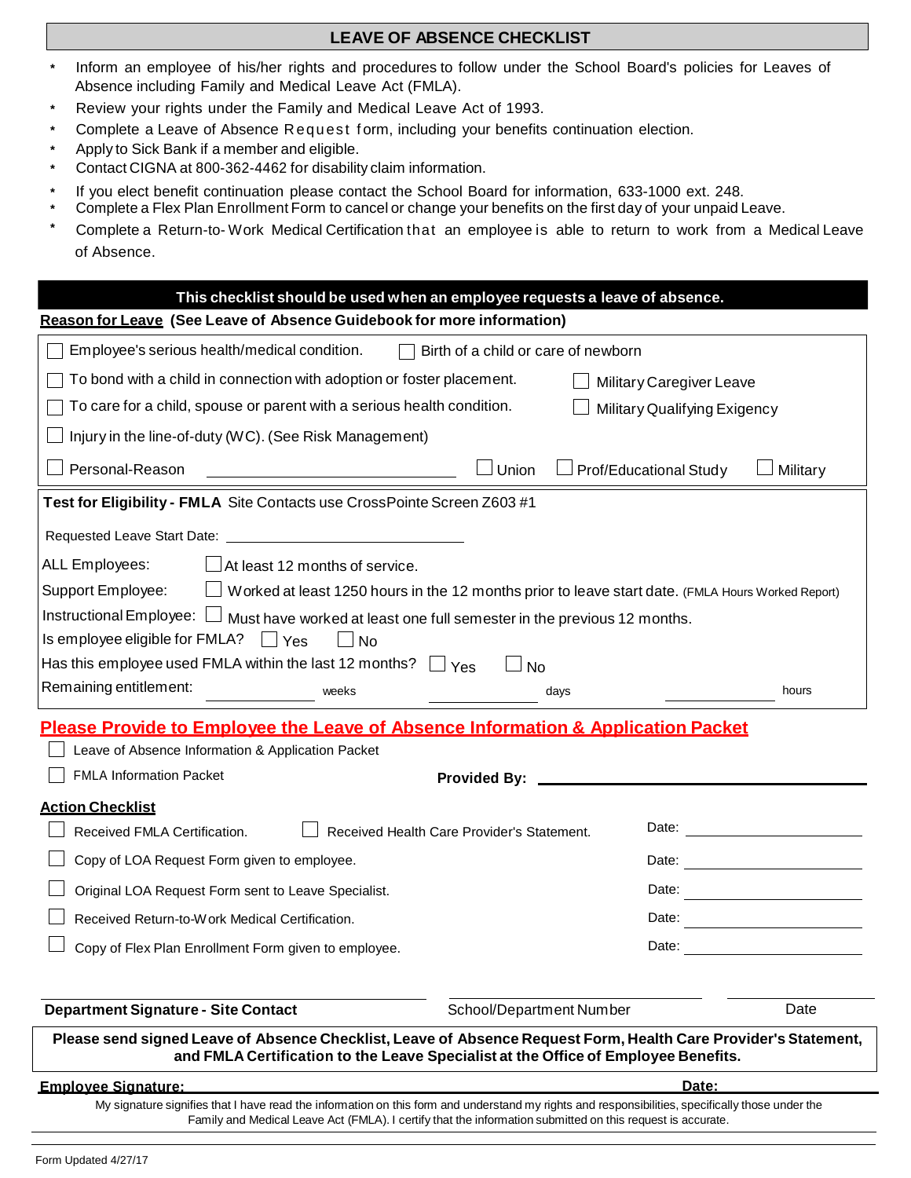# LEAVE OF ABSENCE CHECKLIST

- Inform an employee of his/her rights and procedures to follow under the School Board's policies for Leaves of Absence including Family and Medical Leave Act (FMLA).
- Review your rights under the Family and Medical Leave Act of 1993.
- Complete a Leave of Absence Request form, including your benefits continuation election.
- Apply to Sick Bank if a member and eligible.
- Contact CIGNA at 800-362-4462 for disability claim information.
- If you elect benefit continuation please contact the School Board for information, 633-1000 ext. 248.
- Complete a Flex Plan Enrollment Form to cancel or change your benefits on the first day of your unpaid Leave.
- Complete a Return-to-Work Medical Certification that an employee is able to return to work from a Medical Leave of Absence.

**This checklist should be used when an employee requests a leave of absence.**

**Reason for Leave (See Leave of Absence Guidebook for more information)**

☐ Employee's serious health/medical condition.  ☐ Birth of a child or care of newborn

☐ To bond with a child in connection with adoption or foster placement.  ☐ Military Caregiver Leave

☐ To care for a child, spouse or parent with a serious health condition.  ☐ Military Qualifying Exigency

☐ Injury in the line-of-duty (WC). (See Risk Management)

☐ Personal-Reason ________________  ☐ Union  ☐ Prof/Educational Study  ☐ Military

**Test for Eligibility - FMLA** Site Contacts use CrossPointe Screen Z603 #1

Requested Leave Start Date: ________________

ALL Employees: ☐ At least 12 months of service.

Support Employee: ☐ Worked at least 1250 hours in the 12 months prior to leave start date. (FMLA Hours Worked Report)

Instructional Employee: ☐ Must have worked at least one full semester in the previous 12 months.

Is employee eligible for FMLA? ☐ Yes ☐ No

Has this employee used FMLA within the last 12 months? ☐ Yes ☐ No

Remaining entitlement: ________ weeks ________ days ________ hours

## Please Provide to Employee the Leave of Absence Information & Application Packet

☐ Leave of Absence Information & Application Packet

☐ FMLA Information Packet  **Provided By:** ________________

**Action Checklist**

☐ Received FMLA Certification.  ☐ Received Health Care Provider's Statement.  Date: ________

☐ Copy of LOA Request Form given to employee.  Date: ________

☐ Original LOA Request Form sent to Leave Specialist.  Date: ________

☐ Received Return-to-Work Medical Certification.  Date: ________

☐ Copy of Flex Plan Enrollment Form given to employee.  Date: ________

________________ ________________ ________________

**Department Signature - Site Contact**  School/Department Number  Date

**Please send signed Leave of Absence Checklist, Leave of Absence Request Form, Health Care Provider's Statement, and FMLA Certification to the Leave Specialist at the Office of Employee Benefits.**

**Employee Signature:** ________________ **Date:** ________

My signature signifies that I have read the information on this form and understand my rights and responsibilities, specifically those under the Family and Medical Leave Act (FMLA). I certify that the information submitted on this request is accurate.

Form Updated 4/27/17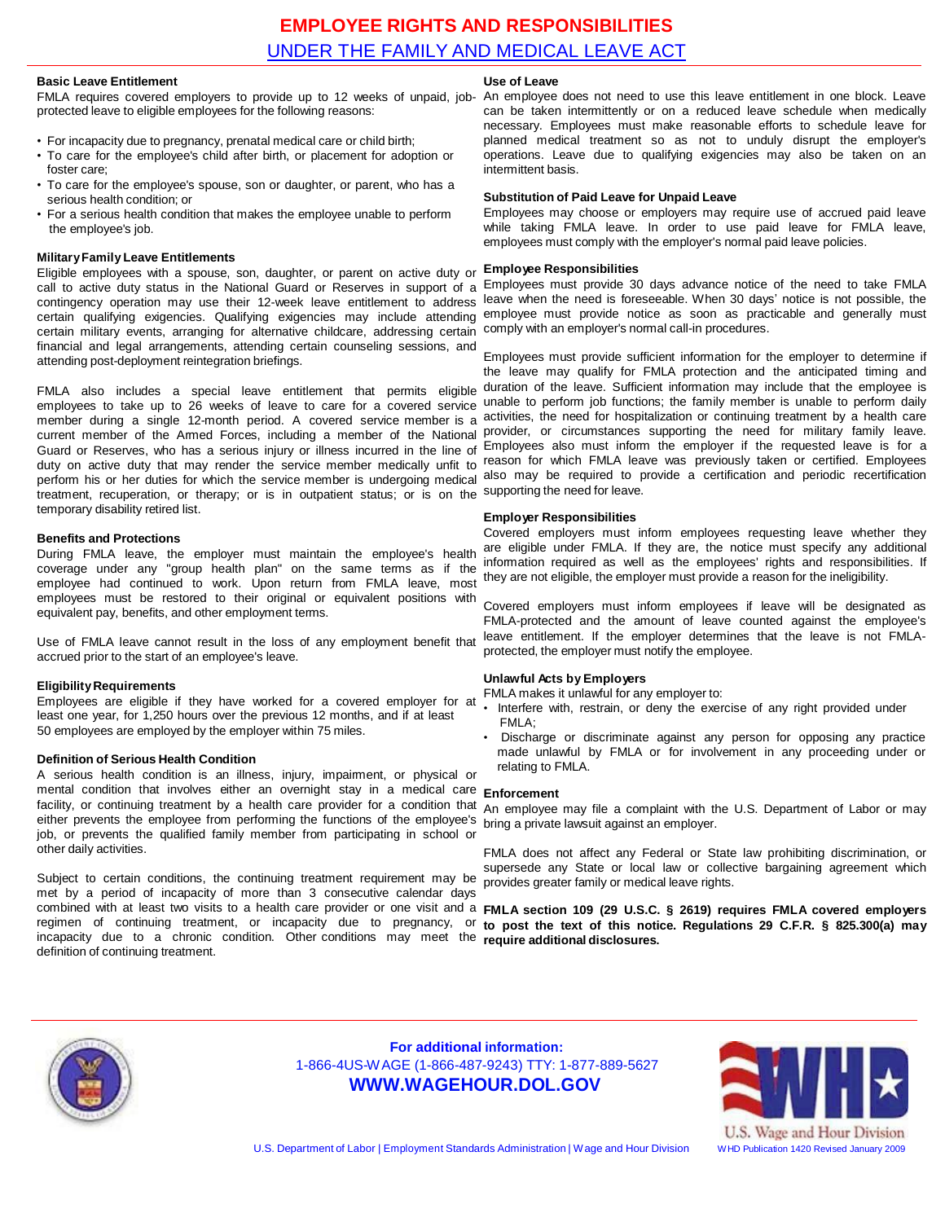# EMPLOYEE RIGHTS AND RESPONSIBILITIES

## UNDER THE FAMILY AND MEDICAL LEAVE ACT

### Basic Leave Entitlement

FMLA requires covered employers to provide up to 12 weeks of unpaid, job-protected leave to eligible employees for the following reasons:

- For incapacity due to pregnancy, prenatal medical care or child birth;
- To care for the employee's child after birth, or placement for adoption or foster care;
- To care for the employee's spouse, son or daughter, or parent, who has a serious health condition; or
- For a serious health condition that makes the employee unable to perform the employee's job.

### Military Family Leave Entitlements

Eligible employees with a spouse, son, daughter, or parent on active duty or call to active duty status in the National Guard or Reserves in support of a contingency operation may use their 12-week leave entitlement to address certain qualifying exigencies. Qualifying exigencies may include attending certain military events, arranging for alternative childcare, addressing certain financial and legal arrangements, attending certain counseling sessions, and attending post-deployment reintegration briefings.

FMLA also includes a special leave entitlement that permits eligible employees to take up to 26 weeks of leave to care for a covered service member during a single 12-month period. A covered service member is a current member of the Armed Forces, including a member of the National Guard or Reserves, who has a serious injury or illness incurred in the line of duty on active duty that may render the service member medically unfit to perform his or her duties for which the service member is undergoing medical treatment, recuperation, or therapy; or is in outpatient status; or is on the temporary disability retired list.

### Benefits and Protections

During FMLA leave, the employer must maintain the employee's health coverage under any "group health plan" on the same terms as if the employee had continued to work. Upon return from FMLA leave, most employees must be restored to their original or equivalent positions with equivalent pay, benefits, and other employment terms.

Use of FMLA leave cannot result in the loss of any employment benefit that accrued prior to the start of an employee's leave.

### Eligibility Requirements

Employees are eligible if they have worked for a covered employer for at least one year, for 1,250 hours over the previous 12 months, and if at least 50 employees are employed by the employer within 75 miles.

### Definition of Serious Health Condition

A serious health condition is an illness, injury, impairment, or physical or mental condition that involves either an overnight stay in a medical care facility, or continuing treatment by a health care provider for a condition that either prevents the employee from performing the functions of the employee's job, or prevents the qualified family member from participating in school or other daily activities.

Subject to certain conditions, the continuing treatment requirement may be met by a period of incapacity of more than 3 consecutive calendar days combined with at least two visits to a health care provider or one visit and a regimen of continuing treatment, or incapacity due to pregnancy, or incapacity due to a chronic condition. Other conditions may meet the definition of continuing treatment.

### Use of Leave

An employee does not need to use this leave entitlement in one block. Leave can be taken intermittently or on a reduced leave schedule when medically necessary. Employees must make reasonable efforts to schedule leave for planned medical treatment so as not to unduly disrupt the employer's operations. Leave due to qualifying exigencies may also be taken on an intermittent basis.

### Substitution of Paid Leave for Unpaid Leave

Employees may choose or employers may require use of accrued paid leave while taking FMLA leave. In order to use paid leave for FMLA leave, employees must comply with the employer's normal paid leave policies.

### Employee Responsibilities

Employees must provide 30 days advance notice of the need to take FMLA leave when the need is foreseeable. When 30 days' notice is not possible, the employee must provide notice as soon as practicable and generally must comply with an employer's normal call-in procedures.

Employees must provide sufficient information for the employer to determine if the leave may qualify for FMLA protection and the anticipated timing and duration of the leave. Sufficient information may include that the employee is unable to perform job functions; the family member is unable to perform daily activities, the need for hospitalization or continuing treatment by a health care provider, or circumstances supporting the need for military family leave. Employees also must inform the employer if the requested leave is for a reason for which FMLA leave was previously taken or certified. Employees also may be required to provide a certification and periodic recertification supporting the need for leave.

### Employer Responsibilities

Covered employers must inform employees requesting leave whether they are eligible under FMLA. If they are, the notice must specify any additional information required as well as the employees' rights and responsibilities. If they are not eligible, the employer must provide a reason for the ineligibility.

Covered employers must inform employees if leave will be designated as FMLA-protected and the amount of leave counted against the employee's leave entitlement. If the employer determines that the leave is not FMLA-protected, the employer must notify the employee.

### Unlawful Acts by Employers

FMLA makes it unlawful for any employer to:

- Interfere with, restrain, or deny the exercise of any right provided under FMLA;
- Discharge or discriminate against any person for opposing any practice made unlawful by FMLA or for involvement in any proceeding under or relating to FMLA.

### Enforcement

An employee may file a complaint with the U.S. Department of Labor or may bring a private lawsuit against an employer.

FMLA does not affect any Federal or State law prohibiting discrimination, or supersede any State or local law or collective bargaining agreement which provides greater family or medical leave rights.

**FMLA section 109 (29 U.S.C. § 2619) requires FMLA covered employers to post the text of this notice. Regulations 29 C.F.R. § 825.300(a) may require additional disclosures.**

**For additional information:**
1-866-4US-WAGE (1-866-487-9243) TTY: 1-877-889-5627
**WWW.WAGEHOUR.DOL.GOV**

U.S. Department of Labor | Employment Standards Administration | Wage and Hour Division

U.S. Wage and Hour Division
WHD Publication 1420 Revised January 2009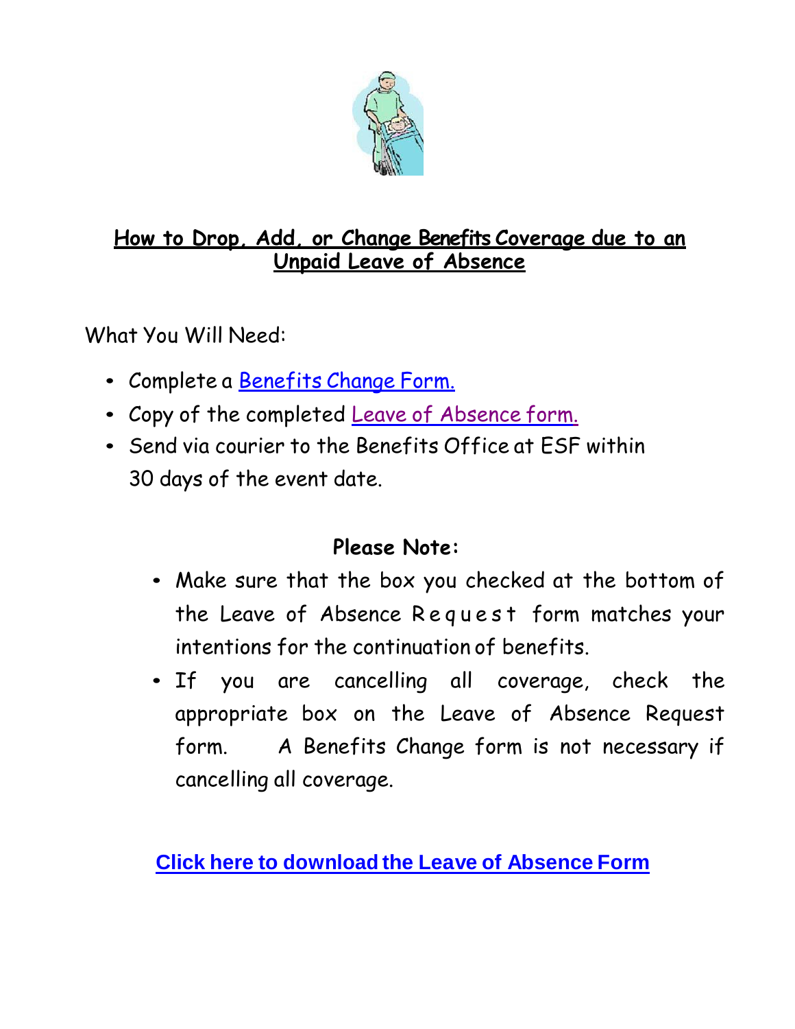## How to Drop, Add, or Change Benefits Coverage due to an Unpaid Leave of Absence

What You Will Need:

- Complete a Benefits Change Form.
- Copy of the completed Leave of Absence form.
- Send via courier to the Benefits Office at ESF within 30 days of the event date.

**Please Note:**

- Make sure that the box you checked at the bottom of the Leave of Absence Request form matches your intentions for the continuation of benefits.
- If you are cancelling all coverage, check the appropriate box on the Leave of Absence Request form. A Benefits Change form is not necessary if cancelling all coverage.

**Click here to download the Leave of Absence Form**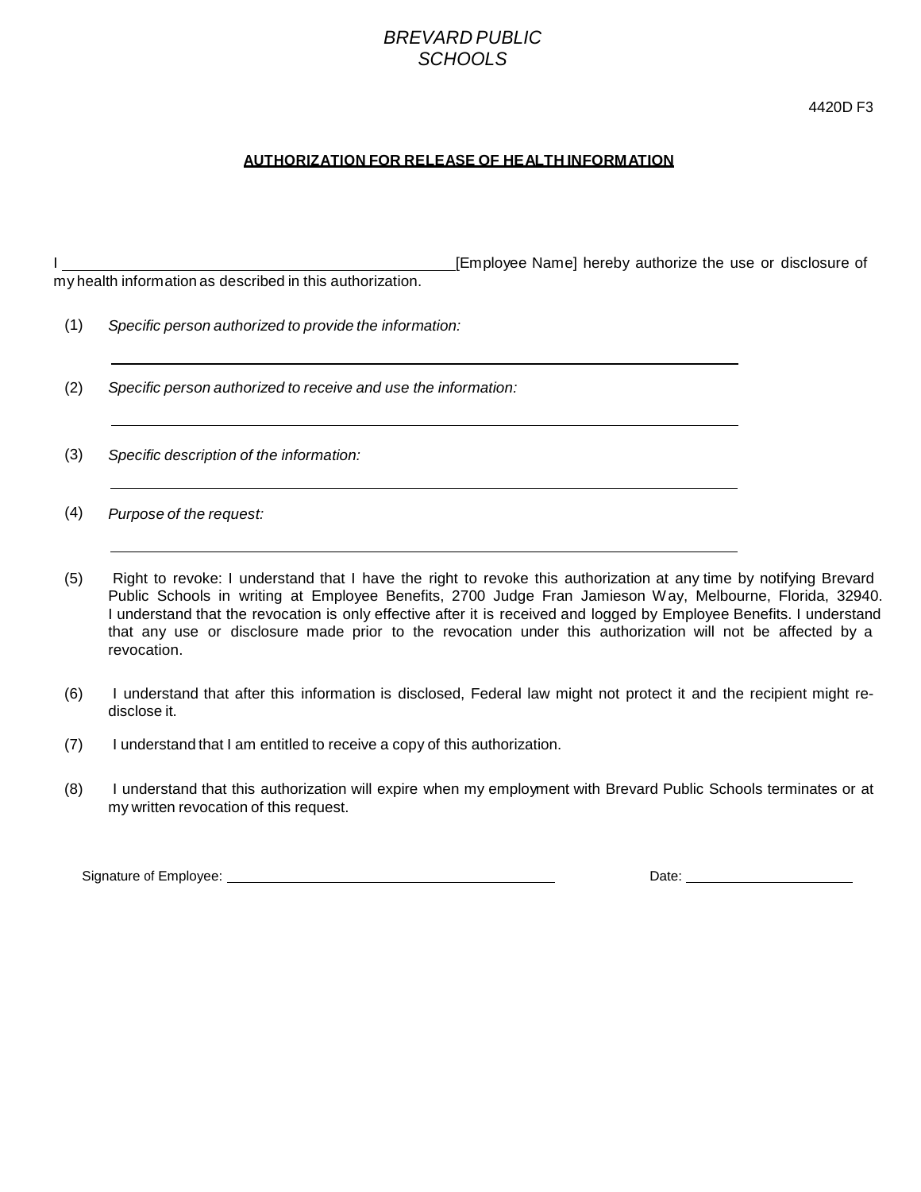*BREVARD PUBLIC SCHOOLS*

4420D F3

**AUTHORIZATION FOR RELEASE OF HEALTH INFORMATION**

I ________________________________________ [Employee Name] hereby authorize the use or disclosure of my health information as described in this authorization.

(1) *Specific person authorized to provide the information:*

________________________________________

(2) *Specific person authorized to receive and use the information:*

________________________________________

(3) *Specific description of the information:*

________________________________________

(4) *Purpose of the request:*

________________________________________

(5) Right to revoke: I understand that I have the right to revoke this authorization at any time by notifying Brevard Public Schools in writing at Employee Benefits, 2700 Judge Fran Jamieson Way, Melbourne, Florida, 32940. I understand that the revocation is only effective after it is received and logged by Employee Benefits. I understand that any use or disclosure made prior to the revocation under this authorization will not be affected by a revocation.

(6) I understand that after this information is disclosed, Federal law might not protect it and the recipient might re-disclose it.

(7) I understand that I am entitled to receive a copy of this authorization.

(8) I understand that this authorization will expire when my employment with Brevard Public Schools terminates or at my written revocation of this request.

Signature of Employee: ________________________________ Date: ____________________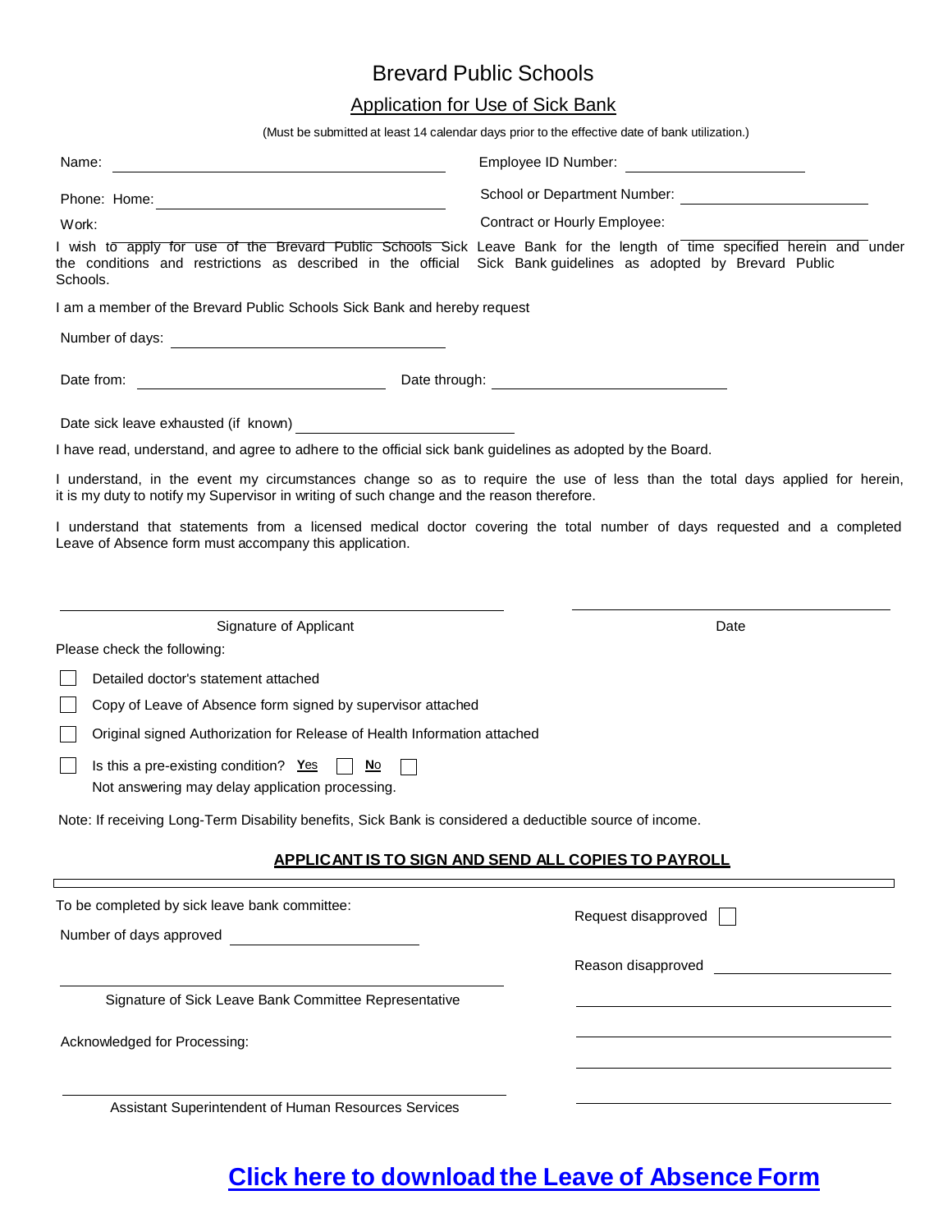# Brevard Public Schools

## Application for Use of Sick Bank

(Must be submitted at least 14 calendar days prior to the effective date of bank utilization.)

Name: ______________________________ Employee ID Number: ____________________

Phone: Home: ______________________________ School or Department Number: ____________________

Work: ______________________________ Contract or Hourly Employee: ____________________

I wish to apply for use of the Brevard Public Schools Sick Leave Bank for the length of time specified herein and under the conditions and restrictions as described in the official Sick Bank guidelines as adopted by Brevard Public Schools.

I am a member of the Brevard Public Schools Sick Bank and hereby request

Number of days: ______________________________

Date from: ____________________ Date through: ____________________

Date sick leave exhausted (if known) ____________________

I have read, understand, and agree to adhere to the official sick bank guidelines as adopted by the Board.

I understand, in the event my circumstances change so as to require the use of less than the total days applied for herein, it is my duty to notify my Supervisor in writing of such change and the reason therefore.

I understand that statements from a licensed medical doctor covering the total number of days requested and a completed Leave of Absence form must accompany this application.

______________________________ ______________________________

Signature of Applicant Date

Please check the following:

- ☐ Detailed doctor's statement attached
- ☐ Copy of Leave of Absence form signed by supervisor attached
- ☐ Original signed Authorization for Release of Health Information attached
- ☐ Is this a pre-existing condition? **Yes** ☐ **No** ☐
  Not answering may delay application processing.

Note: If receiving Long-Term Disability benefits, Sick Bank is considered a deductible source of income.

**APPLICANT IS TO SIGN AND SEND ALL COPIES TO PAYROLL**

---

To be completed by sick leave bank committee:

Number of days approved ____________________

Request disapproved ☐

Reason disapproved ____________________

______________________________

Signature of Sick Leave Bank Committee Representative

Acknowledged for Processing:

______________________________

Assistant Superintendent of Human Resources Services

**Click here to download the Leave of Absence Form**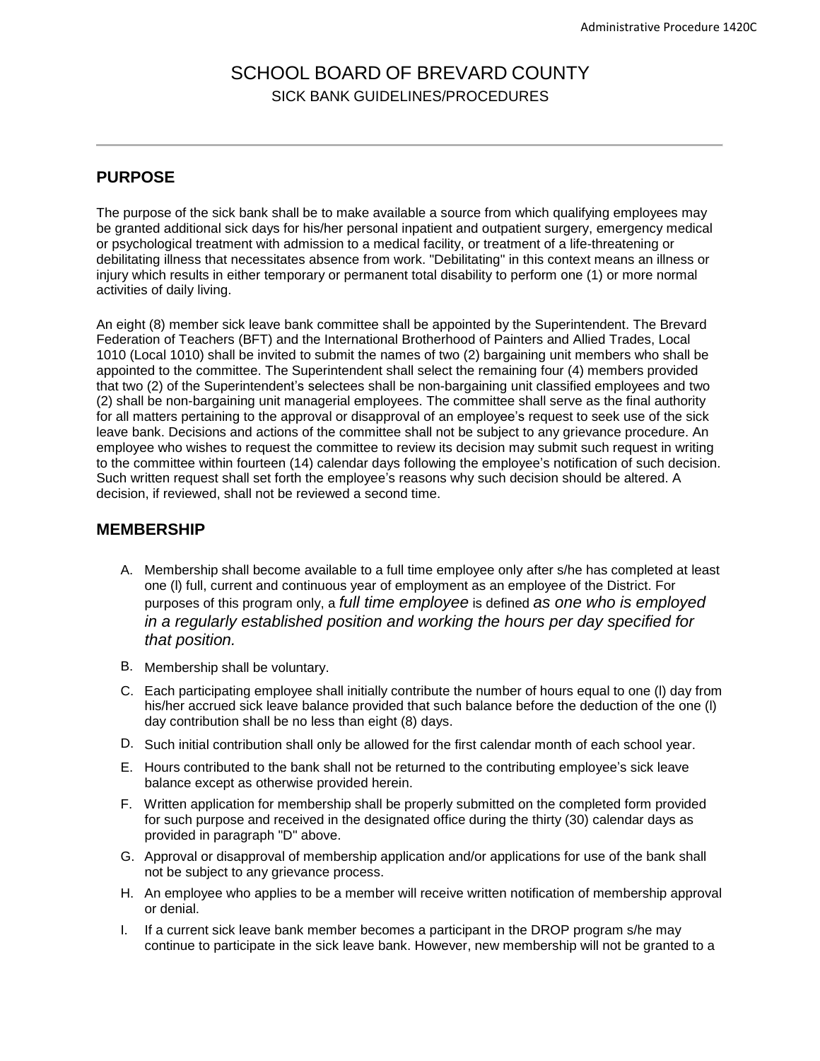# SCHOOL BOARD OF BREVARD COUNTY

SICK BANK GUIDELINES/PROCEDURES

## PURPOSE

The purpose of the sick bank shall be to make available a source from which qualifying employees may be granted additional sick days for his/her personal inpatient and outpatient surgery, emergency medical or psychological treatment with admission to a medical facility, or treatment of a life-threatening or debilitating illness that necessitates absence from work. "Debilitating" in this context means an illness or injury which results in either temporary or permanent total disability to perform one (1) or more normal activities of daily living.

An eight (8) member sick leave bank committee shall be appointed by the Superintendent. The Brevard Federation of Teachers (BFT) and the International Brotherhood of Painters and Allied Trades, Local 1010 (Local 1010) shall be invited to submit the names of two (2) bargaining unit members who shall be appointed to the committee. The Superintendent shall select the remaining four (4) members provided that two (2) of the Superintendent's selectees shall be non-bargaining unit classified employees and two (2) shall be non-bargaining unit managerial employees. The committee shall serve as the final authority for all matters pertaining to the approval or disapproval of an employee's request to seek use of the sick leave bank. Decisions and actions of the committee shall not be subject to any grievance procedure. An employee who wishes to request the committee to review its decision may submit such request in writing to the committee within fourteen (14) calendar days following the employee's notification of such decision. Such written request shall set forth the employee's reasons why such decision should be altered. A decision, if reviewed, shall not be reviewed a second time.

## MEMBERSHIP

A. Membership shall become available to a full time employee only after s/he has completed at least one (l) full, current and continuous year of employment as an employee of the District. For purposes of this program only, a *full time employee* is defined *as one who is employed in a regularly established position and working the hours per day specified for that position.*

B. Membership shall be voluntary.

C. Each participating employee shall initially contribute the number of hours equal to one (l) day from his/her accrued sick leave balance provided that such balance before the deduction of the one (l) day contribution shall be no less than eight (8) days.

D. Such initial contribution shall only be allowed for the first calendar month of each school year.

E. Hours contributed to the bank shall not be returned to the contributing employee's sick leave balance except as otherwise provided herein.

F. Written application for membership shall be properly submitted on the completed form provided for such purpose and received in the designated office during the thirty (30) calendar days as provided in paragraph "D" above.

G. Approval or disapproval of membership application and/or applications for use of the bank shall not be subject to any grievance process.

H. An employee who applies to be a member will receive written notification of membership approval or denial.

I. If a current sick leave bank member becomes a participant in the DROP program s/he may continue to participate in the sick leave bank. However, new membership will not be granted to a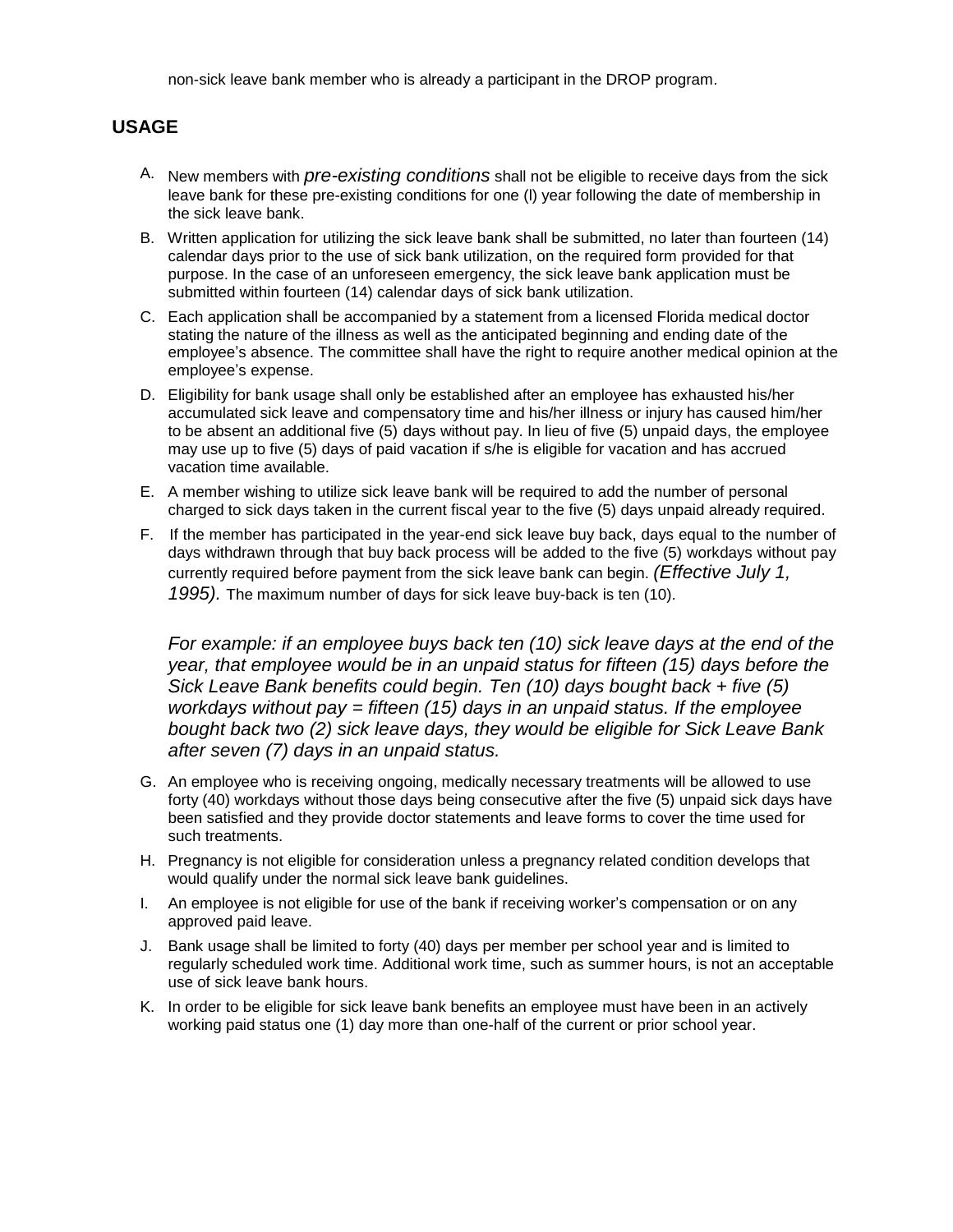non-sick leave bank member who is already a participant in the DROP program.

## USAGE

A. New members with *pre-existing conditions* shall not be eligible to receive days from the sick leave bank for these pre-existing conditions for one (l) year following the date of membership in the sick leave bank.

B. Written application for utilizing the sick leave bank shall be submitted, no later than fourteen (14) calendar days prior to the use of sick bank utilization, on the required form provided for that purpose. In the case of an unforeseen emergency, the sick leave bank application must be submitted within fourteen (14) calendar days of sick bank utilization.

C. Each application shall be accompanied by a statement from a licensed Florida medical doctor stating the nature of the illness as well as the anticipated beginning and ending date of the employee's absence. The committee shall have the right to require another medical opinion at the employee's expense.

D. Eligibility for bank usage shall only be established after an employee has exhausted his/her accumulated sick leave and compensatory time and his/her illness or injury has caused him/her to be absent an additional five (5) days without pay. In lieu of five (5) unpaid days, the employee may use up to five (5) days of paid vacation if s/he is eligible for vacation and has accrued vacation time available.

E. A member wishing to utilize sick leave bank will be required to add the number of personal charged to sick days taken in the current fiscal year to the five (5) days unpaid already required.

F. If the member has participated in the year-end sick leave buy back, days equal to the number of days withdrawn through that buy back process will be added to the five (5) workdays without pay currently required before payment from the sick leave bank can begin. *(Effective July 1, 1995).* The maximum number of days for sick leave buy-back is ten (10).

   *For example: if an employee buys back ten (10) sick leave days at the end of the year, that employee would be in an unpaid status for fifteen (15) days before the Sick Leave Bank benefits could begin. Ten (10) days bought back + five (5) workdays without pay = fifteen (15) days in an unpaid status. If the employee bought back two (2) sick leave days, they would be eligible for Sick Leave Bank after seven (7) days in an unpaid status.*

G. An employee who is receiving ongoing, medically necessary treatments will be allowed to use forty (40) workdays without those days being consecutive after the five (5) unpaid sick days have been satisfied and they provide doctor statements and leave forms to cover the time used for such treatments.

H. Pregnancy is not eligible for consideration unless a pregnancy related condition develops that would qualify under the normal sick leave bank guidelines.

I. An employee is not eligible for use of the bank if receiving worker's compensation or on any approved paid leave.

J. Bank usage shall be limited to forty (40) days per member per school year and is limited to regularly scheduled work time. Additional work time, such as summer hours, is not an acceptable use of sick leave bank hours.

K. In order to be eligible for sick leave bank benefits an employee must have been in an actively working paid status one (1) day more than one-half of the current or prior school year.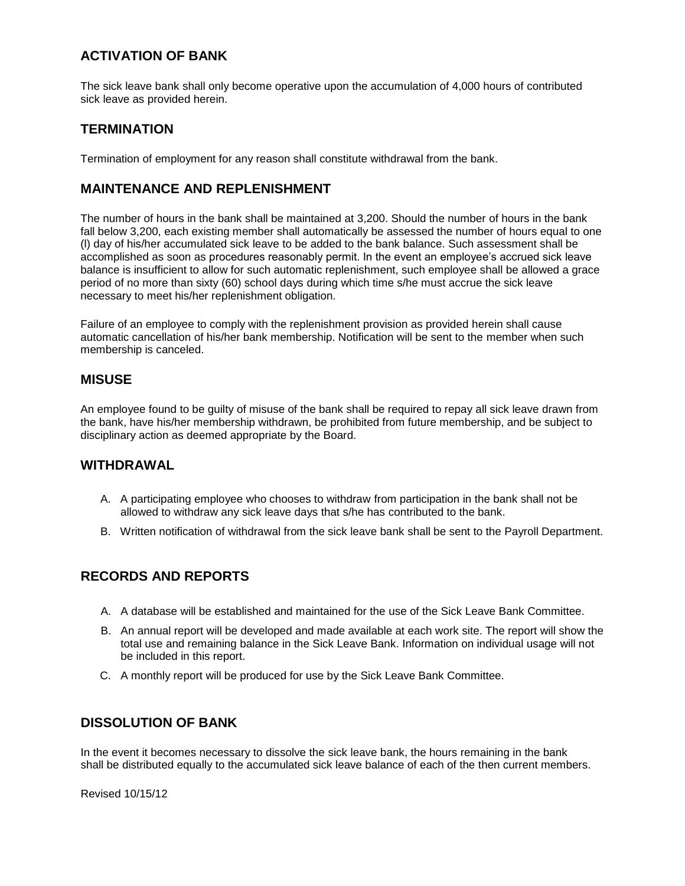## ACTIVATION OF BANK

The sick leave bank shall only become operative upon the accumulation of 4,000 hours of contributed sick leave as provided herein.

## TERMINATION

Termination of employment for any reason shall constitute withdrawal from the bank.

## MAINTENANCE AND REPLENISHMENT

The number of hours in the bank shall be maintained at 3,200. Should the number of hours in the bank fall below 3,200, each existing member shall automatically be assessed the number of hours equal to one (l) day of his/her accumulated sick leave to be added to the bank balance. Such assessment shall be accomplished as soon as procedures reasonably permit. In the event an employee's accrued sick leave balance is insufficient to allow for such automatic replenishment, such employee shall be allowed a grace period of no more than sixty (60) school days during which time s/he must accrue the sick leave necessary to meet his/her replenishment obligation.

Failure of an employee to comply with the replenishment provision as provided herein shall cause automatic cancellation of his/her bank membership. Notification will be sent to the member when such membership is canceled.

## MISUSE

An employee found to be guilty of misuse of the bank shall be required to repay all sick leave drawn from the bank, have his/her membership withdrawn, be prohibited from future membership, and be subject to disciplinary action as deemed appropriate by the Board.

## WITHDRAWAL

A. A participating employee who chooses to withdraw from participation in the bank shall not be allowed to withdraw any sick leave days that s/he has contributed to the bank.

B. Written notification of withdrawal from the sick leave bank shall be sent to the Payroll Department.

## RECORDS AND REPORTS

A. A database will be established and maintained for the use of the Sick Leave Bank Committee.

B. An annual report will be developed and made available at each work site. The report will show the total use and remaining balance in the Sick Leave Bank. Information on individual usage will not be included in this report.

C. A monthly report will be produced for use by the Sick Leave Bank Committee.

## DISSOLUTION OF BANK

In the event it becomes necessary to dissolve the sick leave bank, the hours remaining in the bank shall be distributed equally to the accumulated sick leave balance of each of the then current members.

Revised 10/15/12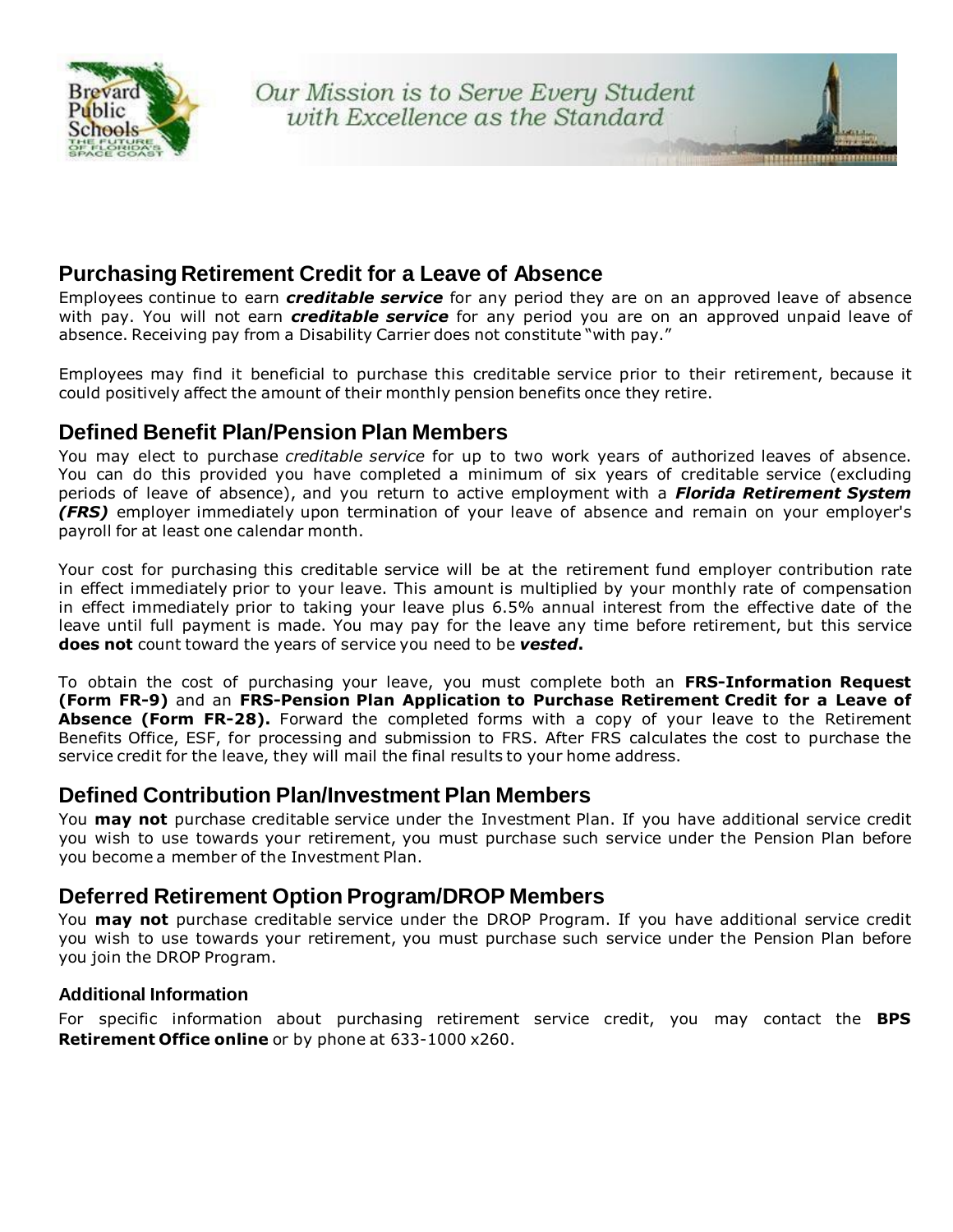## Purchasing Retirement Credit for a Leave of Absence

Employees continue to earn ***creditable service*** for any period they are on an approved leave of absence with pay. You will not earn ***creditable service*** for any period you are on an approved unpaid leave of absence. Receiving pay from a Disability Carrier does not constitute "with pay."

Employees may find it beneficial to purchase this creditable service prior to their retirement, because it could positively affect the amount of their monthly pension benefits once they retire.

## Defined Benefit Plan/Pension Plan Members

You may elect to purchase *creditable service* for up to two work years of authorized leaves of absence. You can do this provided you have completed a minimum of six years of creditable service (excluding periods of leave of absence), and you return to active employment with a ***Florida Retirement System (FRS)*** employer immediately upon termination of your leave of absence and remain on your employer's payroll for at least one calendar month.

Your cost for purchasing this creditable service will be at the retirement fund employer contribution rate in effect immediately prior to your leave. This amount is multiplied by your monthly rate of compensation in effect immediately prior to taking your leave plus 6.5% annual interest from the effective date of the leave until full payment is made. You may pay for the leave any time before retirement, but this service **does not** count toward the years of service you need to be ***vested*.**

To obtain the cost of purchasing your leave, you must complete both an **FRS-Information Request (Form FR-9)** and an **FRS-Pension Plan Application to Purchase Retirement Credit for a Leave of Absence (Form FR-28).** Forward the completed forms with a copy of your leave to the Retirement Benefits Office, ESF, for processing and submission to FRS. After FRS calculates the cost to purchase the service credit for the leave, they will mail the final results to your home address.

## Defined Contribution Plan/Investment Plan Members

You **may not** purchase creditable service under the Investment Plan. If you have additional service credit you wish to use towards your retirement, you must purchase such service under the Pension Plan before you become a member of the Investment Plan.

## Deferred Retirement Option Program/DROP Members

You **may not** purchase creditable service under the DROP Program. If you have additional service credit you wish to use towards your retirement, you must purchase such service under the Pension Plan before you join the DROP Program.

### Additional Information

For specific information about purchasing retirement service credit, you may contact the **BPS Retirement Office online** or by phone at 633-1000 x260.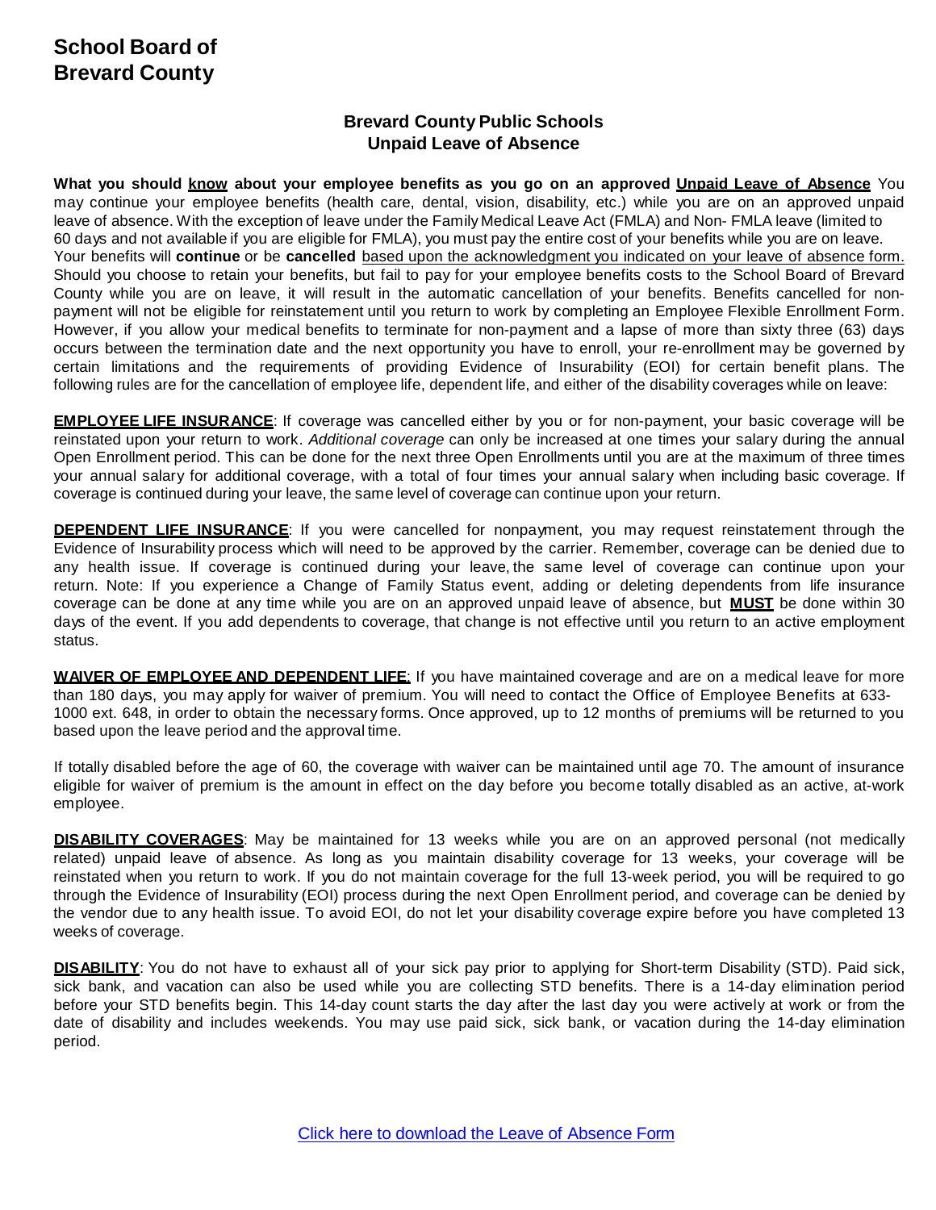# School Board of Brevard County

## Brevard County Public Schools
## Unpaid Leave of Absence

**What you should <u>know</u> about your employee benefits as you go on an approved <u>Unpaid Leave of Absence</u>** You may continue your employee benefits (health care, dental, vision, disability, etc.) while you are on an approved unpaid leave of absence. With the exception of leave under the Family Medical Leave Act (FMLA) and Non- FMLA leave (limited to 60 days and not available if you are eligible for FMLA), you must pay the entire cost of your benefits while you are on leave. Your benefits will **continue** or be **cancelled** <u>based upon the acknowledgment you indicated on your leave of absence form.</u> Should you choose to retain your benefits, but fail to pay for your employee benefits costs to the School Board of Brevard County while you are on leave, it will result in the automatic cancellation of your benefits. Benefits cancelled for non-payment will not be eligible for reinstatement until you return to work by completing an Employee Flexible Enrollment Form. However, if you allow your medical benefits to terminate for non-payment and a lapse of more than sixty three (63) days occurs between the termination date and the next opportunity you have to enroll, your re-enrollment may be governed by certain limitations and the requirements of providing Evidence of Insurability (EOI) for certain benefit plans. The following rules are for the cancellation of employee life, dependent life, and either of the disability coverages while on leave:

**<u>EMPLOYEE LIFE INSURANCE</u>**: If coverage was cancelled either by you or for non-payment, your basic coverage will be reinstated upon your return to work. *Additional coverage* can only be increased at one times your salary during the annual Open Enrollment period. This can be done for the next three Open Enrollments until you are at the maximum of three times your annual salary for additional coverage, with a total of four times your annual salary when including basic coverage. If coverage is continued during your leave, the same level of coverage can continue upon your return.

**<u>DEPENDENT LIFE INSURANCE</u>**: If you were cancelled for nonpayment, you may request reinstatement through the Evidence of Insurability process which will need to be approved by the carrier. Remember, coverage can be denied due to any health issue. If coverage is continued during your leave, the same level of coverage can continue upon your return. Note: If you experience a Change of Family Status event, adding or deleting dependents from life insurance coverage can be done at any time while you are on an approved unpaid leave of absence, but **<u>MUST</u>** be done within 30 days of the event. If you add dependents to coverage, that change is not effective until you return to an active employment status.

**<u>WAIVER OF EMPLOYEE AND DEPENDENT LIFE</u>**: If you have maintained coverage and are on a medical leave for more than 180 days, you may apply for waiver of premium. You will need to contact the Office of Employee Benefits at 633-1000 ext. 648, in order to obtain the necessary forms. Once approved, up to 12 months of premiums will be returned to you based upon the leave period and the approval time.

If totally disabled before the age of 60, the coverage with waiver can be maintained until age 70. The amount of insurance eligible for waiver of premium is the amount in effect on the day before you become totally disabled as an active, at-work employee.

**<u>DISABILITY COVERAGES</u>**: May be maintained for 13 weeks while you are on an approved personal (not medically related) unpaid leave of absence. As long as you maintain disability coverage for 13 weeks, your coverage will be reinstated when you return to work. If you do not maintain coverage for the full 13-week period, you will be required to go through the Evidence of Insurability (EOI) process during the next Open Enrollment period, and coverage can be denied by the vendor due to any health issue. To avoid EOI, do not let your disability coverage expire before you have completed 13 weeks of coverage.

**<u>DISABILITY</u>**: You do not have to exhaust all of your sick pay prior to applying for Short-term Disability (STD). Paid sick, sick bank, and vacation can also be used while you are collecting STD benefits. There is a 14-day elimination period before your STD benefits begin. This 14-day count starts the day after the last day you were actively at work or from the date of disability and includes weekends. You may use paid sick, sick bank, or vacation during the 14-day elimination period.

Click here to download the Leave of Absence Form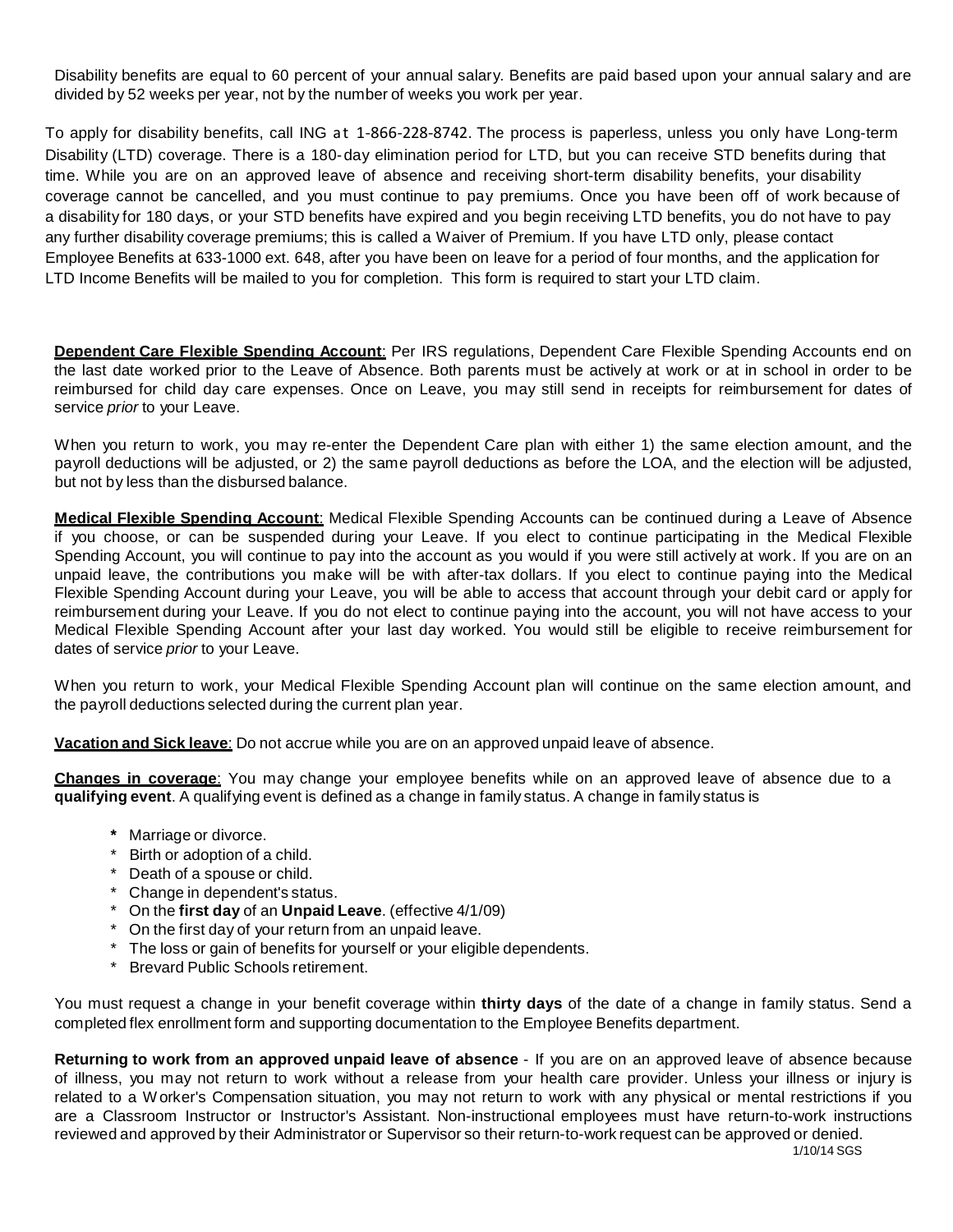Disability benefits are equal to 60 percent of your annual salary. Benefits are paid based upon your annual salary and are divided by 52 weeks per year, not by the number of weeks you work per year.

To apply for disability benefits, call ING at 1-866-228-8742. The process is paperless, unless you only have Long-term Disability (LTD) coverage. There is a 180-day elimination period for LTD, but you can receive STD benefits during that time. While you are on an approved leave of absence and receiving short-term disability benefits, your disability coverage cannot be cancelled, and you must continue to pay premiums. Once you have been off of work because of a disability for 180 days, or your STD benefits have expired and you begin receiving LTD benefits, you do not have to pay any further disability coverage premiums; this is called a Waiver of Premium. If you have LTD only, please contact Employee Benefits at 633-1000 ext. 648, after you have been on leave for a period of four months, and the application for LTD Income Benefits will be mailed to you for completion. This form is required to start your LTD claim.

**Dependent Care Flexible Spending Account**: Per IRS regulations, Dependent Care Flexible Spending Accounts end on the last date worked prior to the Leave of Absence. Both parents must be actively at work or at in school in order to be reimbursed for child day care expenses. Once on Leave, you may still send in receipts for reimbursement for dates of service *prior* to your Leave.

When you return to work, you may re-enter the Dependent Care plan with either 1) the same election amount, and the payroll deductions will be adjusted, or 2) the same payroll deductions as before the LOA, and the election will be adjusted, but not by less than the disbursed balance.

**Medical Flexible Spending Account**: Medical Flexible Spending Accounts can be continued during a Leave of Absence if you choose, or can be suspended during your Leave. If you elect to continue participating in the Medical Flexible Spending Account, you will continue to pay into the account as you would if you were still actively at work. If you are on an unpaid leave, the contributions you make will be with after-tax dollars. If you elect to continue paying into the Medical Flexible Spending Account during your Leave, you will be able to access that account through your debit card or apply for reimbursement during your Leave. If you do not elect to continue paying into the account, you will not have access to your Medical Flexible Spending Account after your last day worked. You would still be eligible to receive reimbursement for dates of service *prior* to your Leave.

When you return to work, your Medical Flexible Spending Account plan will continue on the same election amount, and the payroll deductions selected during the current plan year.

**Vacation and Sick leave**: Do not accrue while you are on an approved unpaid leave of absence.

**Changes in coverage**: You may change your employee benefits while on an approved leave of absence due to a **qualifying event**. A qualifying event is defined as a change in family status. A change in family status is

- Marriage or divorce.
- Birth or adoption of a child.
- Death of a spouse or child.
- Change in dependent's status.
- On the **first day** of an **Unpaid Leave**. (effective 4/1/09)
- On the first day of your return from an unpaid leave.
- The loss or gain of benefits for yourself or your eligible dependents.
- Brevard Public Schools retirement.

You must request a change in your benefit coverage within **thirty days** of the date of a change in family status. Send a completed flex enrollment form and supporting documentation to the Employee Benefits department.

**Returning to work from an approved unpaid leave of absence** - If you are on an approved leave of absence because of illness, you may not return to work without a release from your health care provider. Unless your illness or injury is related to a Worker's Compensation situation, you may not return to work with any physical or mental restrictions if you are a Classroom Instructor or Instructor's Assistant. Non-instructional employees must have return-to-work instructions reviewed and approved by their Administrator or Supervisor so their return-to-work request can be approved or denied.

1/10/14 SGS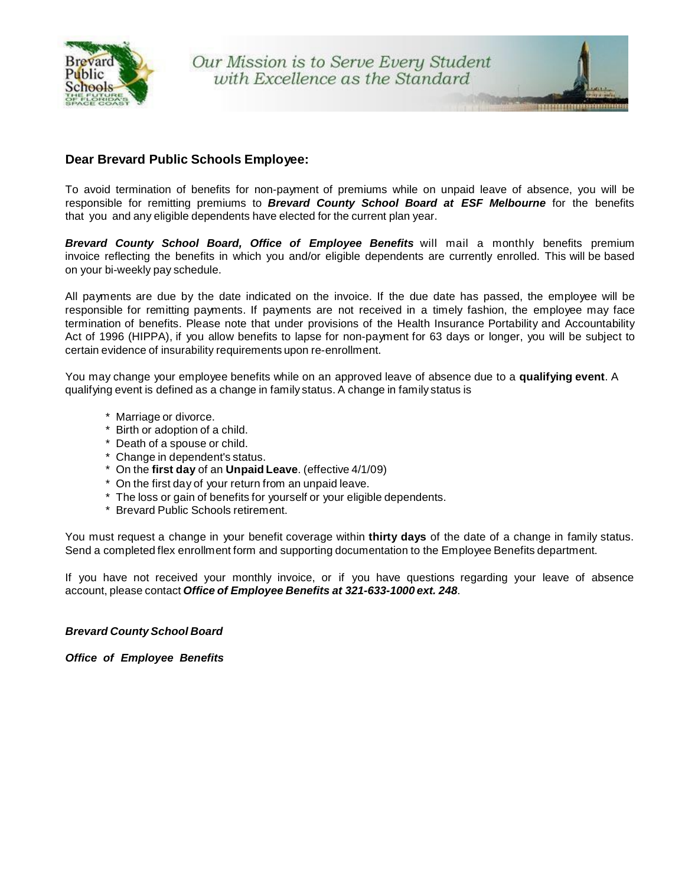Our Mission is to Serve Every Student with Excellence as the Standard

## Dear Brevard Public Schools Employee:

To avoid termination of benefits for non-payment of premiums while on unpaid leave of absence, you will be responsible for remitting premiums to ***Brevard County School Board at ESF Melbourne*** for the benefits that you and any eligible dependents have elected for the current plan year.

***Brevard County School Board, Office of Employee Benefits*** will mail a monthly benefits premium invoice reflecting the benefits in which you and/or eligible dependents are currently enrolled. This will be based on your bi-weekly pay schedule.

All payments are due by the date indicated on the invoice. If the due date has passed, the employee will be responsible for remitting payments. If payments are not received in a timely fashion, the employee may face termination of benefits. Please note that under provisions of the Health Insurance Portability and Accountability Act of 1996 (HIPPA), if you allow benefits to lapse for non-payment for 63 days or longer, you will be subject to certain evidence of insurability requirements upon re-enrollment.

You may change your employee benefits while on an approved leave of absence due to a **qualifying event**. A qualifying event is defined as a change in family status. A change in family status is

* Marriage or divorce.
* Birth or adoption of a child.
* Death of a spouse or child.
* Change in dependent's status.
* On the **first day** of an **Unpaid Leave**. (effective 4/1/09)
* On the first day of your return from an unpaid leave.
* The loss or gain of benefits for yourself or your eligible dependents.
* Brevard Public Schools retirement.

You must request a change in your benefit coverage within **thirty days** of the date of a change in family status. Send a completed flex enrollment form and supporting documentation to the Employee Benefits department.

If you have not received your monthly invoice, or if you have questions regarding your leave of absence account, please contact ***Office of Employee Benefits at 321-633-1000 ext. 248***.

***Brevard County School Board***

***Office of Employee Benefits***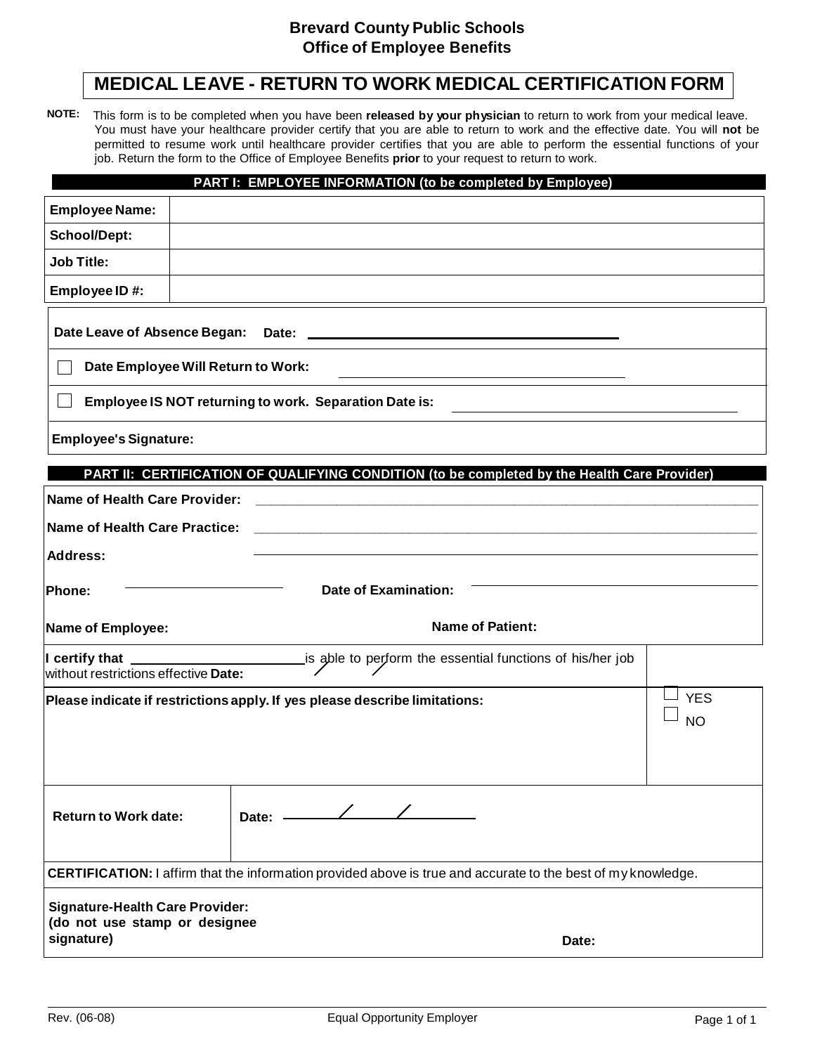**Brevard County Public Schools**
**Office of Employee Benefits**

# MEDICAL LEAVE - RETURN TO WORK MEDICAL CERTIFICATION FORM

**NOTE:** This form is to be completed when you have been **released by your physician** to return to work from your medical leave. You must have your healthcare provider certify that you are able to return to work and the effective date. You will **not** be permitted to resume work until healthcare provider certifies that you are able to perform the essential functions of your job. Return the form to the Office of Employee Benefits **prior** to your request to return to work.

## PART I: EMPLOYEE INFORMATION (to be completed by Employee)

| | |
|---|---|
| **Employee Name:** | |
| **School/Dept:** | |
| **Job Title:** | |
| **Employee ID #:** | |

**Date Leave of Absence Began:** **Date:** ______________________

☐ **Date Employee Will Return to Work:** ______________________

☐ **Employee IS NOT returning to work. Separation Date is:** ______________________

**Employee's Signature:**

## PART II: CERTIFICATION OF QUALIFYING CONDITION (to be completed by the Health Care Provider)

**Name of Health Care Provider:** ______________________

**Name of Health Care Practice:** ______________________

**Address:** ______________________

**Phone:** ______________________ **Date of Examination:** ______________________

**Name of Employee:** **Name of Patient:**

**I certify that** ______________________ is able to perform the essential functions of his/her job without restrictions effective **Date:** ____/____/____

**Please indicate if restrictions apply. If yes please describe limitations:** ☐ YES ☐ NO

| | |
|---|---|
| **Return to Work date:** | **Date:** ____/____/____ |

**CERTIFICATION:** I affirm that the information provided above is true and accurate to the best of my knowledge.

**Signature-Health Care Provider:**
**(do not use stamp or designee signature)** **Date:**

Rev. (06-08) Equal Opportunity Employer